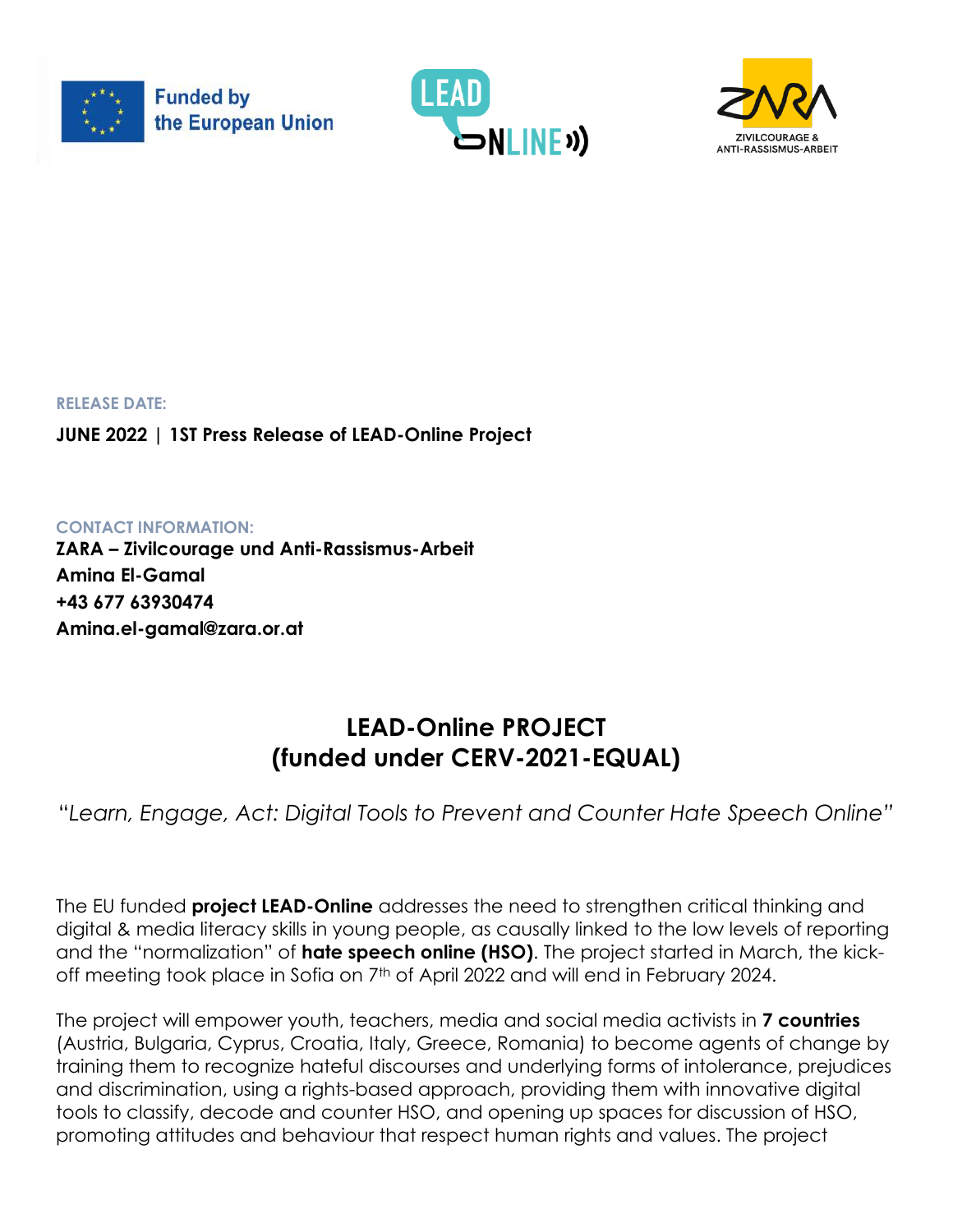Funded by the European Union

LEAD ONLINE

ZARA
ZIVILCOURAGE & ANTI-RASSISMUS-ARBEIT

**RELEASE DATE:**

**JUNE 2022 | 1ST Press Release of LEAD-Online Project**

**CONTACT INFORMATION:**
**ZARA – Zivilcourage und Anti-Rassismus-Arbeit**
**Amina El-Gamal**
**+43 677 63930474**
**Amina.el-gamal@zara.or.at**

# LEAD-Online PROJECT (funded under CERV-2021-EQUAL)

*"Learn, Engage, Act: Digital Tools to Prevent and Counter Hate Speech Online"*

The EU funded **project LEAD-Online** addresses the need to strengthen critical thinking and digital & media literacy skills in young people, as causally linked to the low levels of reporting and the "normalization" of **hate speech online (HSO)**. The project started in March, the kick-off meeting took place in Sofia on 7th of April 2022 and will end in February 2024.

The project will empower youth, teachers, media and social media activists in **7 countries** (Austria, Bulgaria, Cyprus, Croatia, Italy, Greece, Romania) to become agents of change by training them to recognize hateful discourses and underlying forms of intolerance, prejudices and discrimination, using a rights-based approach, providing them with innovative digital tools to classify, decode and counter HSO, and opening up spaces for discussion of HSO, promoting attitudes and behaviour that respect human rights and values. The project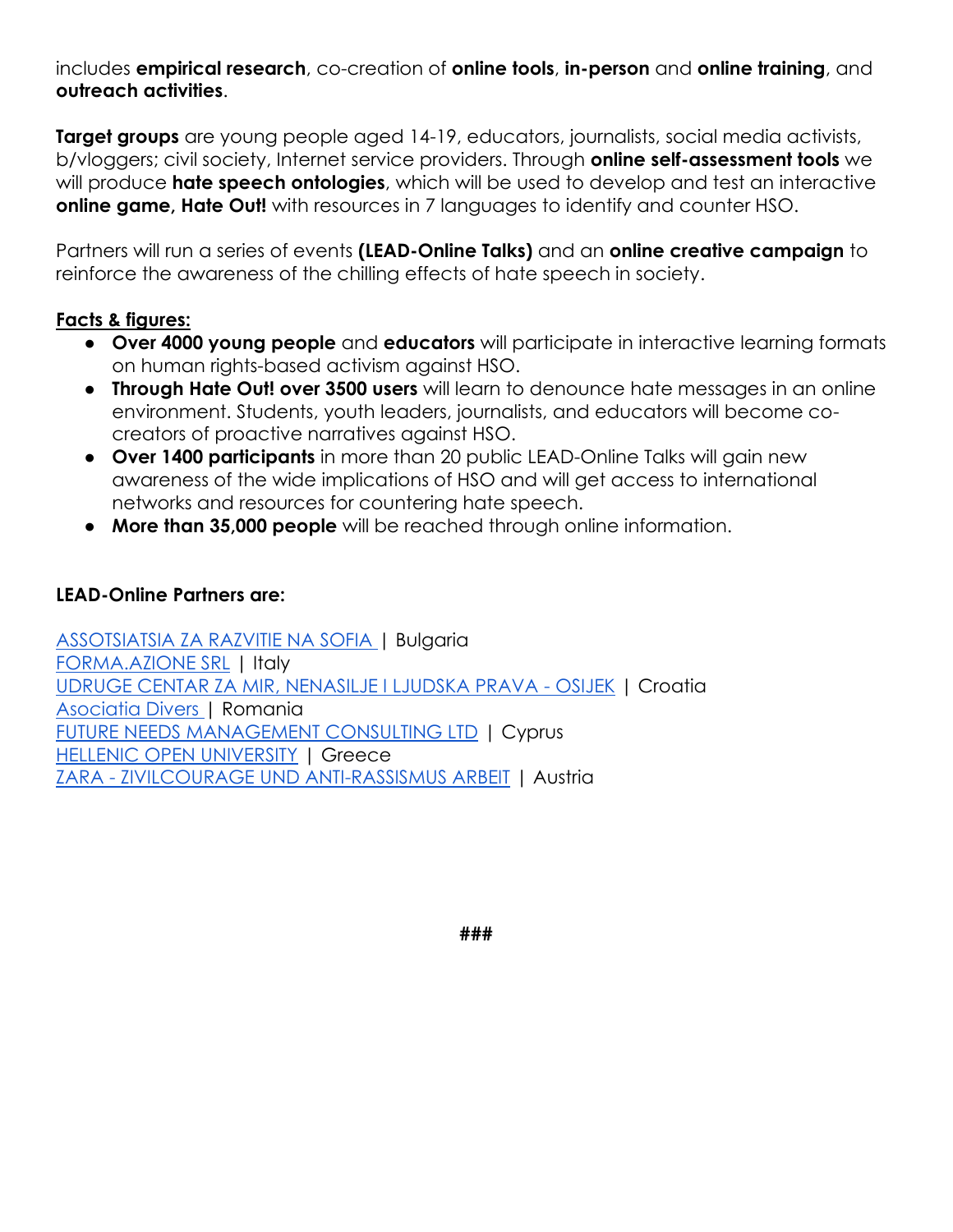includes **empirical research**, co-creation of **online tools**, **in-person** and **online training**, and **outreach activities**.

**Target groups** are young people aged 14-19, educators, journalists, social media activists, b/vloggers; civil society, Internet service providers. Through **online self-assessment tools** we will produce **hate speech ontologies**, which will be used to develop and test an interactive **online game, Hate Out!** with resources in 7 languages to identify and counter HSO.

Partners will run a series of events **(LEAD-Online Talks)** and an **online creative campaign** to reinforce the awareness of the chilling effects of hate speech in society.

**Facts & figures:**

- **Over 4000 young people** and **educators** will participate in interactive learning formats on human rights-based activism against HSO.
- **Through Hate Out! over 3500 users** will learn to denounce hate messages in an online environment. Students, youth leaders, journalists, and educators will become co-creators of proactive narratives against HSO.
- **Over 1400 participants** in more than 20 public LEAD-Online Talks will gain new awareness of the wide implications of HSO and will get access to international networks and resources for countering hate speech.
- **More than 35,000 people** will be reached through online information.

**LEAD-Online Partners are:**

ASSOTSIATSIA ZA RAZVITIE NA SOFIA | Bulgaria
FORMA.AZIONE SRL | Italy
UDRUGE CENTAR ZA MIR, NENASILJE I LJUDSKA PRAVA - OSIJEK | Croatia
Asociatia Divers | Romania
FUTURE NEEDS MANAGEMENT CONSULTING LTD | Cyprus
HELLENIC OPEN UNIVERSITY | Greece
ZARA - ZIVILCOURAGE UND ANTI-RASSISMUS ARBEIT | Austria

###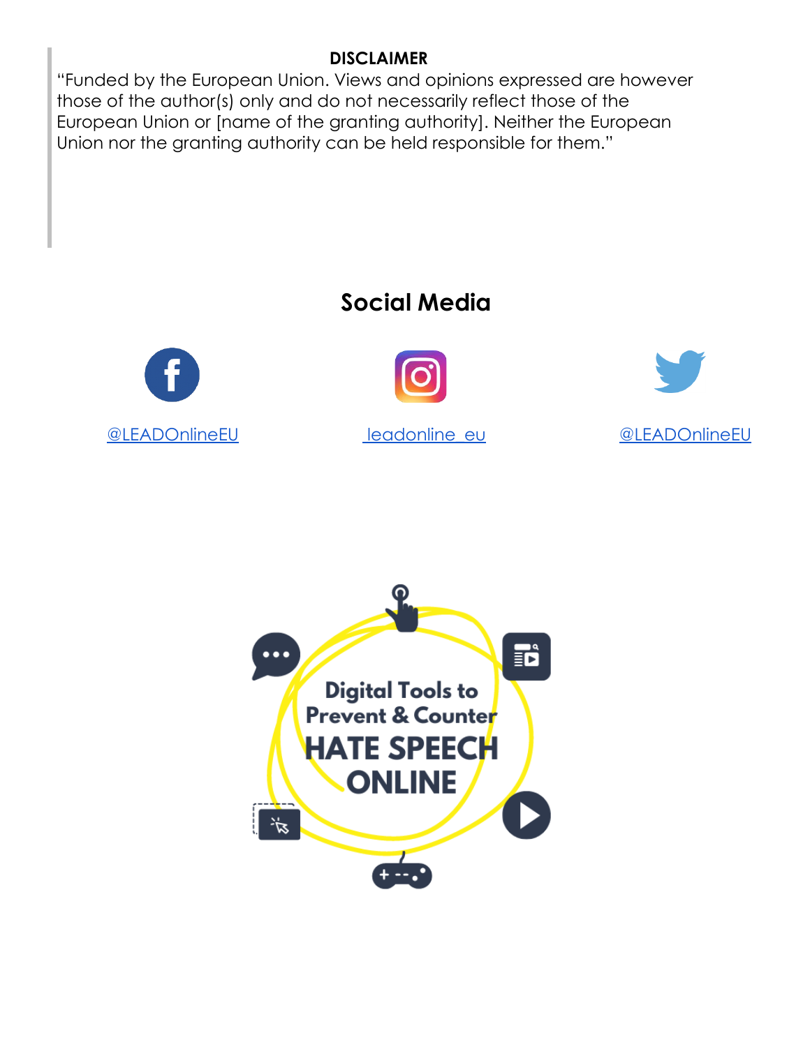**DISCLAIMER**

"Funded by the European Union. Views and opinions expressed are however those of the author(s) only and do not necessarily reflect those of the European Union or [name of the granting authority]. Neither the European Union nor the granting authority can be held responsible for them."

## Social Media

@LEADOnlineEU

leadonline_eu

@LEADOnlineEU

Digital Tools to Prevent & Counter HATE SPEECH ONLINE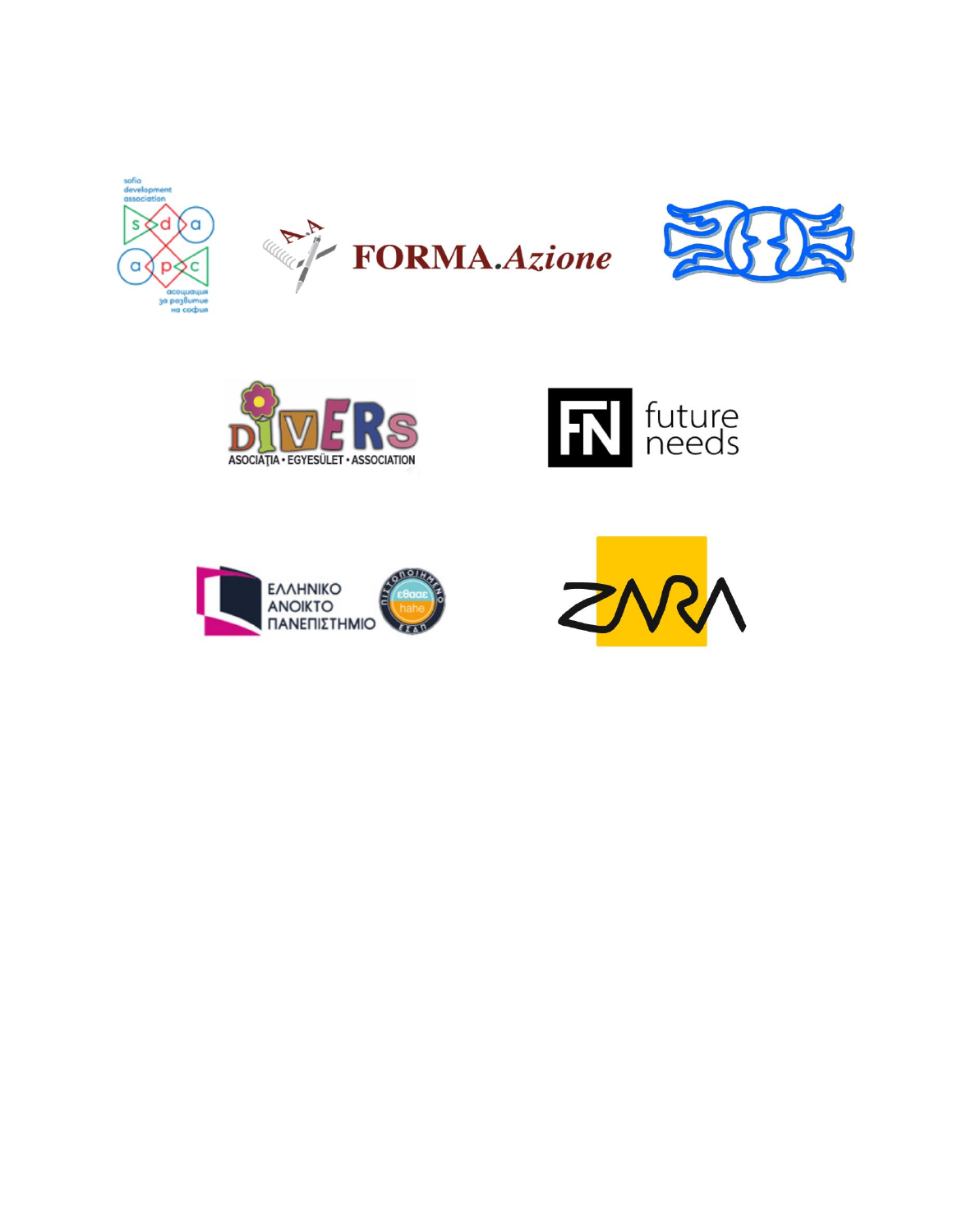sofia development association

s d a
a p c

асоциация за развитие на софия

FORMA.Azione

DIVERS

ASOCIAȚIA • EGYESÜLET • ASSOCIATION

FN future needs

ΕΛΛΗΝΙΚΟ ΑΝΟΙΚΤΟ ΠΑΝΕΠΙΣΤΗΜΙΟ

ΠΙΣΤΟΠΟΙΗΜΕΝΟ εθααε hahe ΕΣΔΠ

ZARA